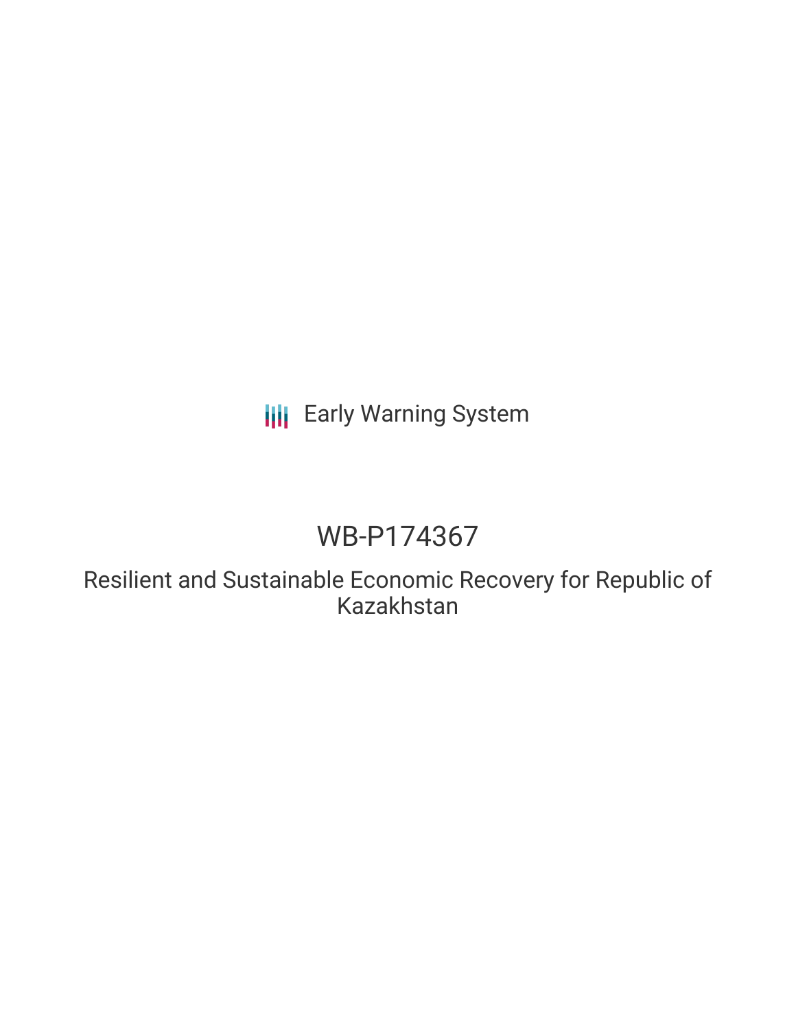Early Warning System

# WB-P174367

## Resilient and Sustainable Economic Recovery for Republic of Kazakhstan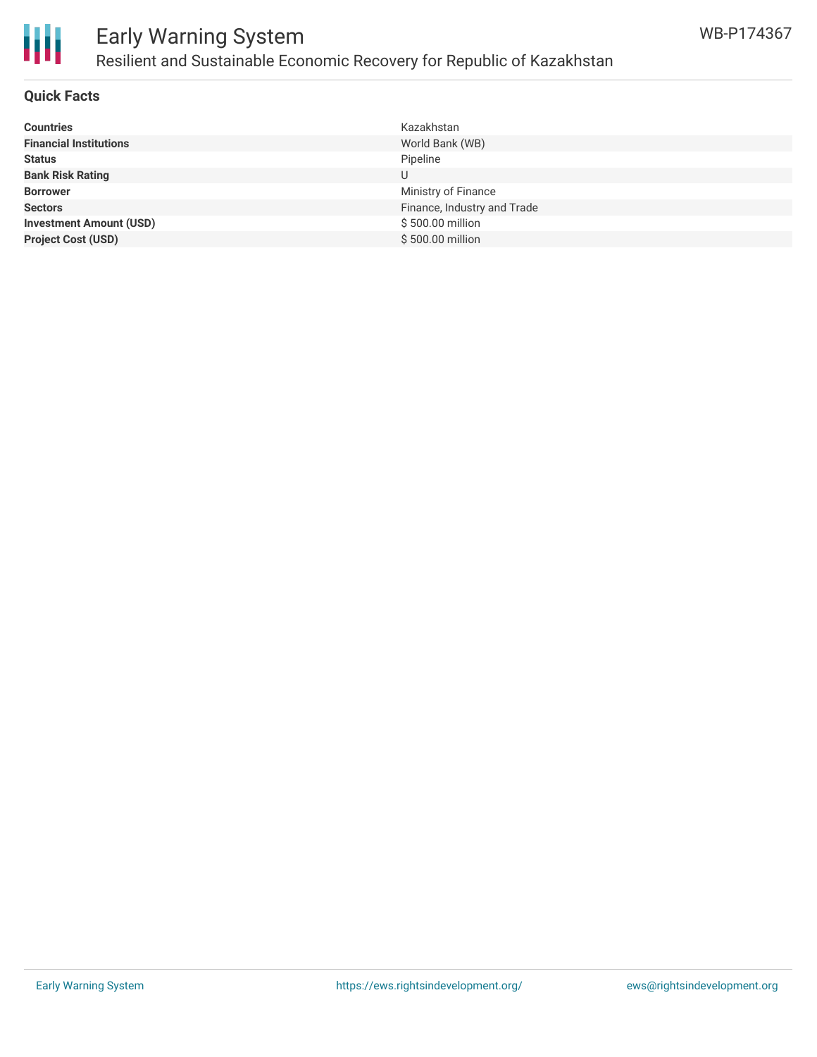## Quick Facts

| | |
|---|---|
| **Countries** | Kazakhstan |
| **Financial Institutions** | World Bank (WB) |
| **Status** | Pipeline |
| **Bank Risk Rating** | U |
| **Borrower** | Ministry of Finance |
| **Sectors** | Finance, Industry and Trade |
| **Investment Amount (USD)** | $ 500.00 million |
| **Project Cost (USD)** | $ 500.00 million |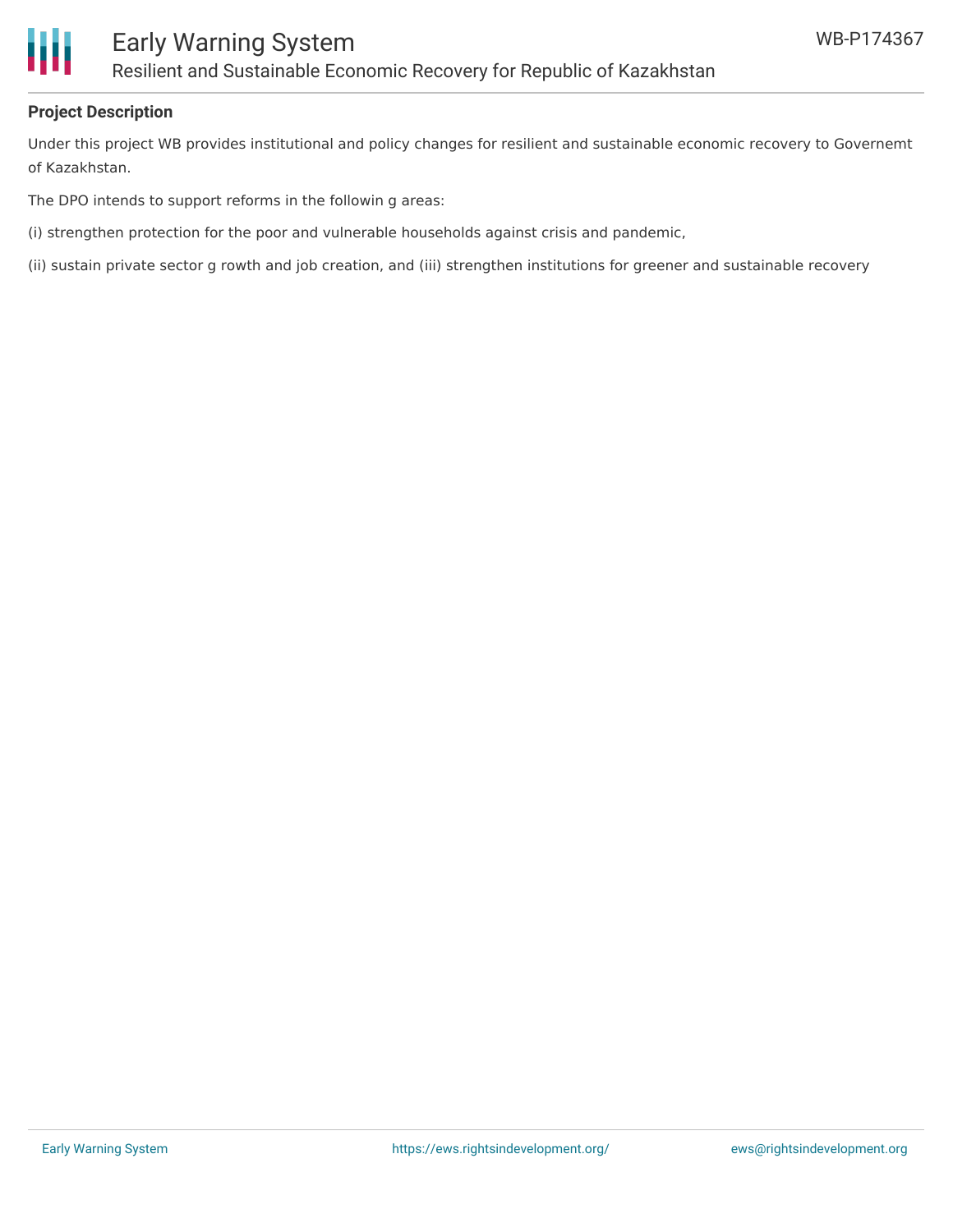**Project Description**

Under this project WB provides institutional and policy changes for resilient and sustainable economic recovery to Governemt of Kazakhstan.

The DPO intends to support reforms in the followin g areas:

(i) strengthen protection for the poor and vulnerable households against crisis and pandemic,

(ii) sustain private sector g rowth and job creation, and (iii) strengthen institutions for greener and sustainable recovery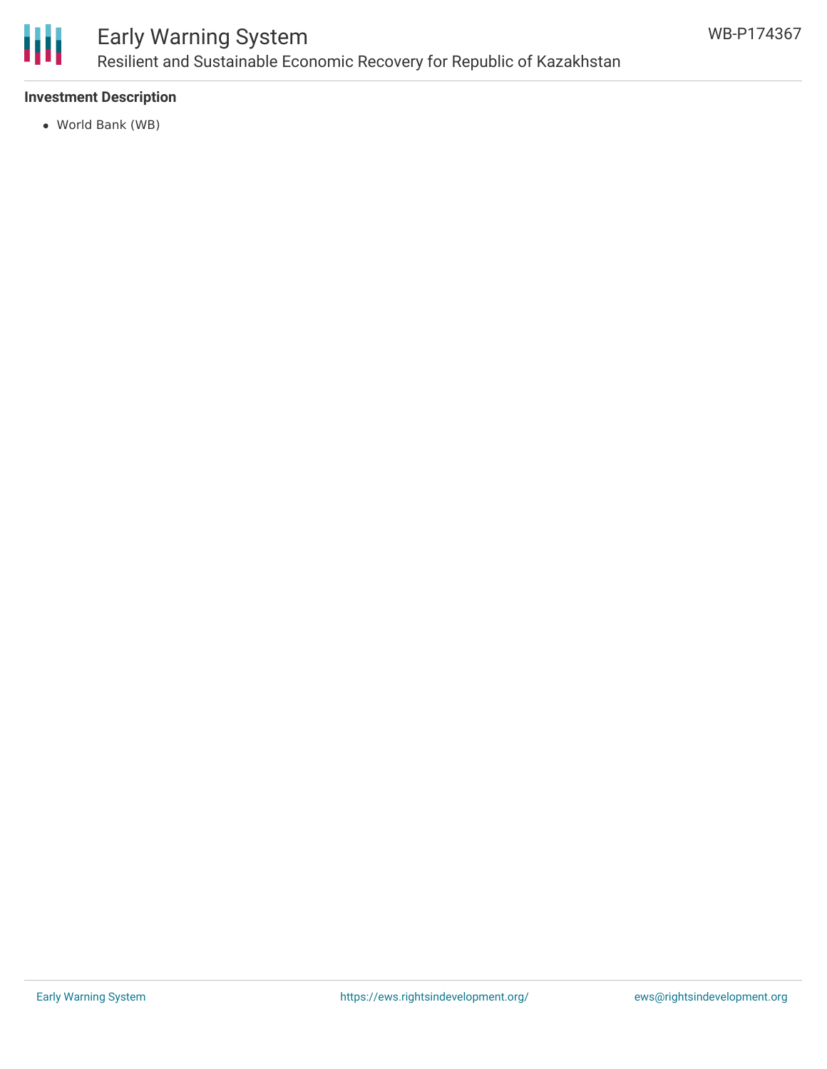**Investment Description**

- World Bank (WB)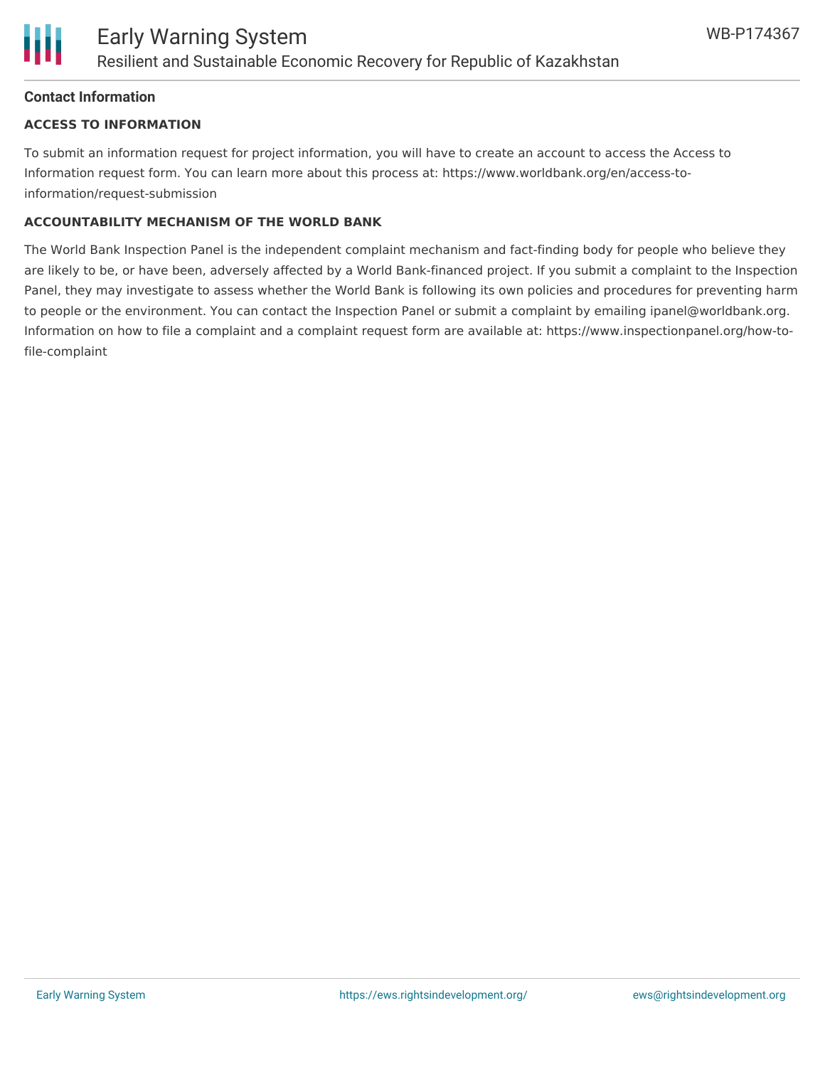## Contact Information

### ACCESS TO INFORMATION

To submit an information request for project information, you will have to create an account to access the Access to Information request form. You can learn more about this process at: https://www.worldbank.org/en/access-to-information/request-submission

### ACCOUNTABILITY MECHANISM OF THE WORLD BANK

The World Bank Inspection Panel is the independent complaint mechanism and fact-finding body for people who believe they are likely to be, or have been, adversely affected by a World Bank-financed project. If you submit a complaint to the Inspection Panel, they may investigate to assess whether the World Bank is following its own policies and procedures for preventing harm to people or the environment. You can contact the Inspection Panel or submit a complaint by emailing ipanel@worldbank.org. Information on how to file a complaint and a complaint request form are available at: https://www.inspectionpanel.org/how-to-file-complaint